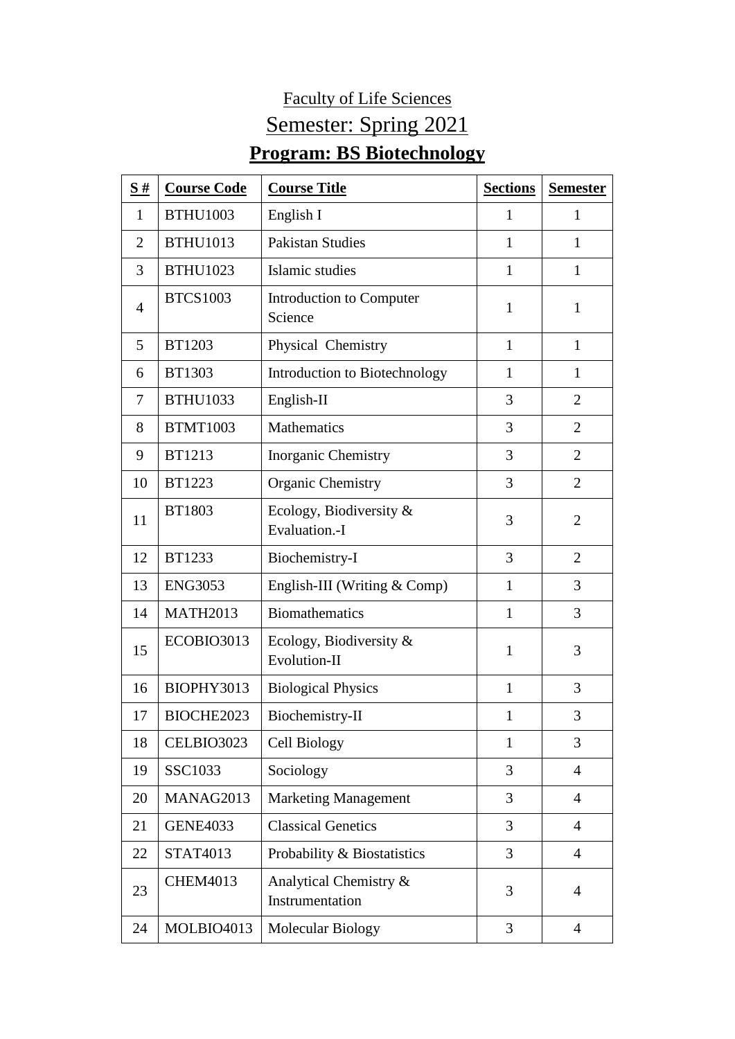Faculty of Life Sciences

Semester: Spring 2021

**Program: BS Biotechnology**

| S # | Course Code | Course Title | Sections | Semester |
|---|---|---|---|---|
| 1 | BTHU1003 | English I | 1 | 1 |
| 2 | BTHU1013 | Pakistan Studies | 1 | 1 |
| 3 | BTHU1023 | Islamic studies | 1 | 1 |
| 4 | BTCS1003 | Introduction to Computer Science | 1 | 1 |
| 5 | BT1203 | Physical Chemistry | 1 | 1 |
| 6 | BT1303 | Introduction to Biotechnology | 1 | 1 |
| 7 | BTHU1033 | English-II | 3 | 2 |
| 8 | BTMT1003 | Mathematics | 3 | 2 |
| 9 | BT1213 | Inorganic Chemistry | 3 | 2 |
| 10 | BT1223 | Organic Chemistry | 3 | 2 |
| 11 | BT1803 | Ecology, Biodiversity & Evaluation.-I | 3 | 2 |
| 12 | BT1233 | Biochemistry-I | 3 | 2 |
| 13 | ENG3053 | English-III (Writing & Comp) | 1 | 3 |
| 14 | MATH2013 | Biomathematics | 1 | 3 |
| 15 | ECOBIO3013 | Ecology, Biodiversity & Evolution-II | 1 | 3 |
| 16 | BIOPHY3013 | Biological Physics | 1 | 3 |
| 17 | BIOCHE2023 | Biochemistry-II | 1 | 3 |
| 18 | CELBIO3023 | Cell Biology | 1 | 3 |
| 19 | SSC1033 | Sociology | 3 | 4 |
| 20 | MANAG2013 | Marketing Management | 3 | 4 |
| 21 | GENE4033 | Classical Genetics | 3 | 4 |
| 22 | STAT4013 | Probability & Biostatistics | 3 | 4 |
| 23 | CHEM4013 | Analytical Chemistry & Instrumentation | 3 | 4 |
| 24 | MOLBIO4013 | Molecular Biology | 3 | 4 |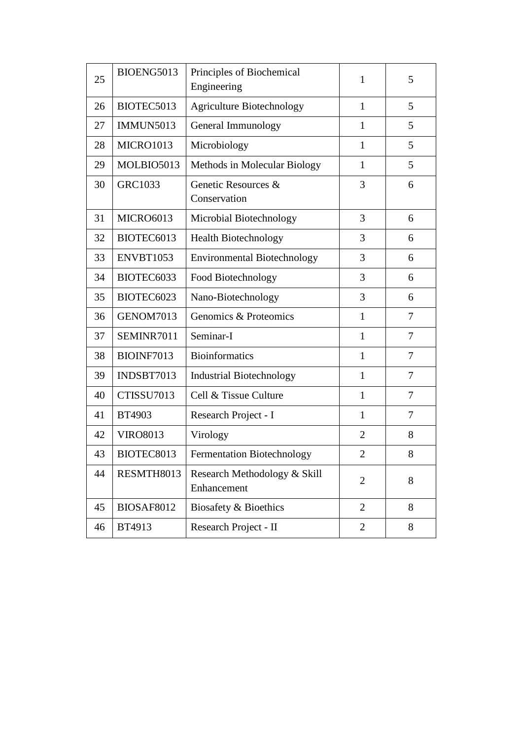| | | | | |
|---|---|---|---|---|
| 25 | BIOENG5013 | Principles of Biochemical Engineering | 1 | 5 |
| 26 | BIOTEC5013 | Agriculture Biotechnology | 1 | 5 |
| 27 | IMMUN5013 | General Immunology | 1 | 5 |
| 28 | MICRO1013 | Microbiology | 1 | 5 |
| 29 | MOLBIO5013 | Methods in Molecular Biology | 1 | 5 |
| 30 | GRC1033 | Genetic Resources & Conservation | 3 | 6 |
| 31 | MICRO6013 | Microbial Biotechnology | 3 | 6 |
| 32 | BIOTEC6013 | Health Biotechnology | 3 | 6 |
| 33 | ENVBT1053 | Environmental Biotechnology | 3 | 6 |
| 34 | BIOTEC6033 | Food Biotechnology | 3 | 6 |
| 35 | BIOTEC6023 | Nano-Biotechnology | 3 | 6 |
| 36 | GENOM7013 | Genomics & Proteomics | 1 | 7 |
| 37 | SEMINR7011 | Seminar-I | 1 | 7 |
| 38 | BIOINF7013 | Bioinformatics | 1 | 7 |
| 39 | INDSBT7013 | Industrial Biotechnology | 1 | 7 |
| 40 | CTISSU7013 | Cell & Tissue Culture | 1 | 7 |
| 41 | BT4903 | Research Project - I | 1 | 7 |
| 42 | VIRO8013 | Virology | 2 | 8 |
| 43 | BIOTEC8013 | Fermentation Biotechnology | 2 | 8 |
| 44 | RESMTH8013 | Research Methodology & Skill Enhancement | 2 | 8 |
| 45 | BIOSAF8012 | Biosafety & Bioethics | 2 | 8 |
| 46 | BT4913 | Research Project - II | 2 | 8 |